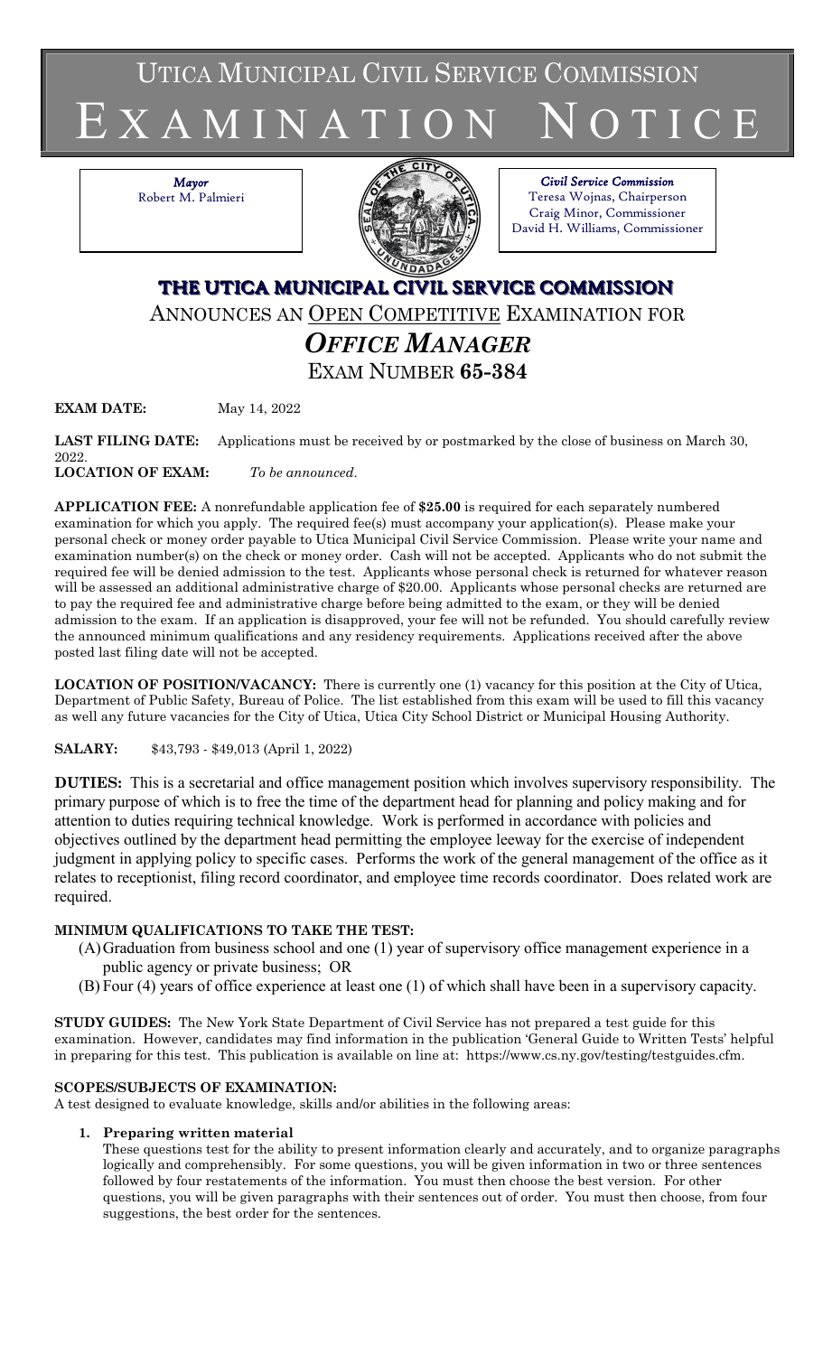# UTICA MUNICIPAL CIVIL SERVICE COMMISSION
# EXAMINATION NOTICE

*Mayor*
Robert M. Palmieri

*Civil Service Commission*
Teresa Wojnas, Chairperson
Craig Minor, Commissioner
David H. Williams, Commissioner

## THE UTICA MUNICIPAL CIVIL SERVICE COMMISSION

ANNOUNCES AN OPEN COMPETITIVE EXAMINATION FOR

## *OFFICE MANAGER*

EXAM NUMBER **65-384**

**EXAM DATE:** May 14, 2022

**LAST FILING DATE:** Applications must be received by or postmarked by the close of business on March 30, 2022.

**LOCATION OF EXAM:** *To be announced.*

**APPLICATION FEE:** A nonrefundable application fee of **$25.00** is required for each separately numbered examination for which you apply. The required fee(s) must accompany your application(s). Please make your personal check or money order payable to Utica Municipal Civil Service Commission. Please write your name and examination number(s) on the check or money order. Cash will not be accepted. Applicants who do not submit the required fee will be denied admission to the test. Applicants whose personal check is returned for whatever reason will be assessed an additional administrative charge of $20.00. Applicants whose personal checks are returned are to pay the required fee and administrative charge before being admitted to the exam, or they will be denied admission to the exam. If an application is disapproved, your fee will not be refunded. You should carefully review the announced minimum qualifications and any residency requirements. Applications received after the above posted last filing date will not be accepted.

**LOCATION OF POSITION/VACANCY:** There is currently one (1) vacancy for this position at the City of Utica, Department of Public Safety, Bureau of Police. The list established from this exam will be used to fill this vacancy as well any future vacancies for the City of Utica, Utica City School District or Municipal Housing Authority.

**SALARY:** $43,793 - $49,013 (April 1, 2022)

**DUTIES:** This is a secretarial and office management position which involves supervisory responsibility. The primary purpose of which is to free the time of the department head for planning and policy making and for attention to duties requiring technical knowledge. Work is performed in accordance with policies and objectives outlined by the department head permitting the employee leeway for the exercise of independent judgment in applying policy to specific cases. Performs the work of the general management of the office as it relates to receptionist, filing record coordinator, and employee time records coordinator. Does related work are required.

**MINIMUM QUALIFICATIONS TO TAKE THE TEST:**

(A) Graduation from business school and one (1) year of supervisory office management experience in a public agency or private business; OR

(B) Four (4) years of office experience at least one (1) of which shall have been in a supervisory capacity.

**STUDY GUIDES:** The New York State Department of Civil Service has not prepared a test guide for this examination. However, candidates may find information in the publication 'General Guide to Written Tests' helpful in preparing for this test. This publication is available on line at: https://www.cs.ny.gov/testing/testguides.cfm.

**SCOPES/SUBJECTS OF EXAMINATION:**

A test designed to evaluate knowledge, skills and/or abilities in the following areas:

1. **Preparing written material**

   These questions test for the ability to present information clearly and accurately, and to organize paragraphs logically and comprehensibly. For some questions, you will be given information in two or three sentences followed by four restatements of the information. You must then choose the best version. For other questions, you will be given paragraphs with their sentences out of order. You must then choose, from four suggestions, the best order for the sentences.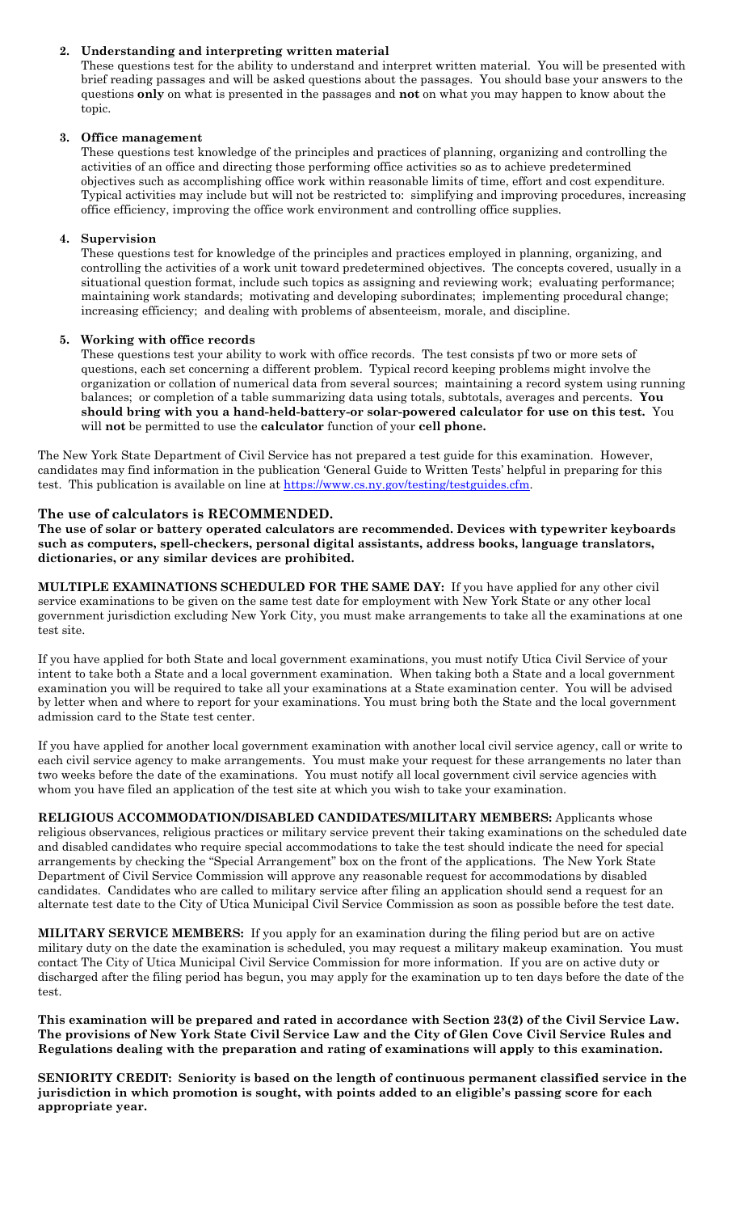2. **Understanding and interpreting written material**
   These questions test for the ability to understand and interpret written material. You will be presented with brief reading passages and will be asked questions about the passages. You should base your answers to the questions **only** on what is presented in the passages and **not** on what you may happen to know about the topic.

3. **Office management**
   These questions test knowledge of the principles and practices of planning, organizing and controlling the activities of an office and directing those performing office activities so as to achieve predetermined objectives such as accomplishing office work within reasonable limits of time, effort and cost expenditure. Typical activities may include but will not be restricted to: simplifying and improving procedures, increasing office efficiency, improving the office work environment and controlling office supplies.

4. **Supervision**
   These questions test for knowledge of the principles and practices employed in planning, organizing, and controlling the activities of a work unit toward predetermined objectives. The concepts covered, usually in a situational question format, include such topics as assigning and reviewing work; evaluating performance; maintaining work standards; motivating and developing subordinates; implementing procedural change; increasing efficiency; and dealing with problems of absenteeism, morale, and discipline.

5. **Working with office records**
   These questions test your ability to work with office records. The test consists pf two or more sets of questions, each set concerning a different problem. Typical record keeping problems might involve the organization or collation of numerical data from several sources; maintaining a record system using running balances; or completion of a table summarizing data using totals, subtotals, averages and percents. **You should bring with you a hand-held-battery-or solar-powered calculator for use on this test.** You will **not** be permitted to use the **calculator** function of your **cell phone.**

The New York State Department of Civil Service has not prepared a test guide for this examination. However, candidates may find information in the publication 'General Guide to Written Tests' helpful in preparing for this test. This publication is available on line at https://www.cs.ny.gov/testing/testguides.cfm.

### The use of calculators is RECOMMENDED.

**The use of solar or battery operated calculators are recommended. Devices with typewriter keyboards such as computers, spell-checkers, personal digital assistants, address books, language translators, dictionaries, or any similar devices are prohibited.**

**MULTIPLE EXAMINATIONS SCHEDULED FOR THE SAME DAY:** If you have applied for any other civil service examinations to be given on the same test date for employment with New York State or any other local government jurisdiction excluding New York City, you must make arrangements to take all the examinations at one test site.

If you have applied for both State and local government examinations, you must notify Utica Civil Service of your intent to take both a State and a local government examination. When taking both a State and a local government examination you will be required to take all your examinations at a State examination center. You will be advised by letter when and where to report for your examinations. You must bring both the State and the local government admission card to the State test center.

If you have applied for another local government examination with another local civil service agency, call or write to each civil service agency to make arrangements. You must make your request for these arrangements no later than two weeks before the date of the examinations. You must notify all local government civil service agencies with whom you have filed an application of the test site at which you wish to take your examination.

**RELIGIOUS ACCOMMODATION/DISABLED CANDIDATES/MILITARY MEMBERS:** Applicants whose religious observances, religious practices or military service prevent their taking examinations on the scheduled date and disabled candidates who require special accommodations to take the test should indicate the need for special arrangements by checking the "Special Arrangement" box on the front of the applications. The New York State Department of Civil Service Commission will approve any reasonable request for accommodations by disabled candidates. Candidates who are called to military service after filing an application should send a request for an alternate test date to the City of Utica Municipal Civil Service Commission as soon as possible before the test date.

**MILITARY SERVICE MEMBERS:** If you apply for an examination during the filing period but are on active military duty on the date the examination is scheduled, you may request a military makeup examination. You must contact The City of Utica Municipal Civil Service Commission for more information. If you are on active duty or discharged after the filing period has begun, you may apply for the examination up to ten days before the date of the test.

**This examination will be prepared and rated in accordance with Section 23(2) of the Civil Service Law. The provisions of New York State Civil Service Law and the City of Glen Cove Civil Service Rules and Regulations dealing with the preparation and rating of examinations will apply to this examination.**

**SENIORITY CREDIT: Seniority is based on the length of continuous permanent classified service in the jurisdiction in which promotion is sought, with points added to an eligible's passing score for each appropriate year.**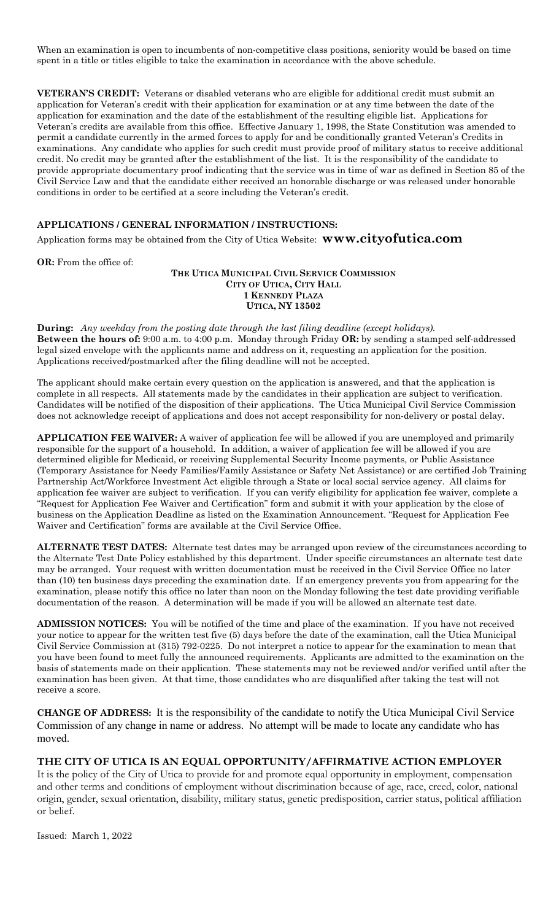When an examination is open to incumbents of non-competitive class positions, seniority would be based on time spent in a title or titles eligible to take the examination in accordance with the above schedule.

**VETERAN'S CREDIT:** Veterans or disabled veterans who are eligible for additional credit must submit an application for Veteran's credit with their application for examination or at any time between the date of the application for examination and the date of the establishment of the resulting eligible list. Applications for Veteran's credits are available from this office. Effective January 1, 1998, the State Constitution was amended to permit a candidate currently in the armed forces to apply for and be conditionally granted Veteran's Credits in examinations. Any candidate who applies for such credit must provide proof of military status to receive additional credit. No credit may be granted after the establishment of the list. It is the responsibility of the candidate to provide appropriate documentary proof indicating that the service was in time of war as defined in Section 85 of the Civil Service Law and that the candidate either received an honorable discharge or was released under honorable conditions in order to be certified at a score including the Veteran's credit.

**APPLICATIONS / GENERAL INFORMATION / INSTRUCTIONS:**

Application forms may be obtained from the City of Utica Website: **www.cityofutica.com**

**OR:** From the office of:

**THE UTICA MUNICIPAL CIVIL SERVICE COMMISSION**
**CITY OF UTICA, CITY HALL**
**1 KENNEDY PLAZA**
**UTICA, NY 13502**

**During:** *Any weekday from the posting date through the last filing deadline (except holidays).*
**Between the hours of:** 9:00 a.m. to 4:00 p.m. Monday through Friday **OR:** by sending a stamped self-addressed legal sized envelope with the applicants name and address on it, requesting an application for the position. Applications received/postmarked after the filing deadline will not be accepted.

The applicant should make certain every question on the application is answered, and that the application is complete in all respects. All statements made by the candidates in their application are subject to verification. Candidates will be notified of the disposition of their applications. The Utica Municipal Civil Service Commission does not acknowledge receipt of applications and does not accept responsibility for non-delivery or postal delay.

**APPLICATION FEE WAIVER:** A waiver of application fee will be allowed if you are unemployed and primarily responsible for the support of a household. In addition, a waiver of application fee will be allowed if you are determined eligible for Medicaid, or receiving Supplemental Security Income payments, or Public Assistance (Temporary Assistance for Needy Families/Family Assistance or Safety Net Assistance) or are certified Job Training Partnership Act/Workforce Investment Act eligible through a State or local social service agency. All claims for application fee waiver are subject to verification. If you can verify eligibility for application fee waiver, complete a "Request for Application Fee Waiver and Certification" form and submit it with your application by the close of business on the Application Deadline as listed on the Examination Announcement. "Request for Application Fee Waiver and Certification" forms are available at the Civil Service Office.

**ALTERNATE TEST DATES:** Alternate test dates may be arranged upon review of the circumstances according to the Alternate Test Date Policy established by this department. Under specific circumstances an alternate test date may be arranged. Your request with written documentation must be received in the Civil Service Office no later than (10) ten business days preceding the examination date. If an emergency prevents you from appearing for the examination, please notify this office no later than noon on the Monday following the test date providing verifiable documentation of the reason. A determination will be made if you will be allowed an alternate test date.

**ADMISSION NOTICES:** You will be notified of the time and place of the examination. If you have not received your notice to appear for the written test five (5) days before the date of the examination, call the Utica Municipal Civil Service Commission at (315) 792-0225. Do not interpret a notice to appear for the examination to mean that you have been found to meet fully the announced requirements. Applicants are admitted to the examination on the basis of statements made on their application. These statements may not be reviewed and/or verified until after the examination has been given. At that time, those candidates who are disqualified after taking the test will not receive a score.

**CHANGE OF ADDRESS:** It is the responsibility of the candidate to notify the Utica Municipal Civil Service Commission of any change in name or address. No attempt will be made to locate any candidate who has moved.

**THE CITY OF UTICA IS AN EQUAL OPPORTUNITY/AFFIRMATIVE ACTION EMPLOYER**

It is the policy of the City of Utica to provide for and promote equal opportunity in employment, compensation and other terms and conditions of employment without discrimination because of age, race, creed, color, national origin, gender, sexual orientation, disability, military status, genetic predisposition, carrier status, political affiliation or belief.

Issued: March 1, 2022